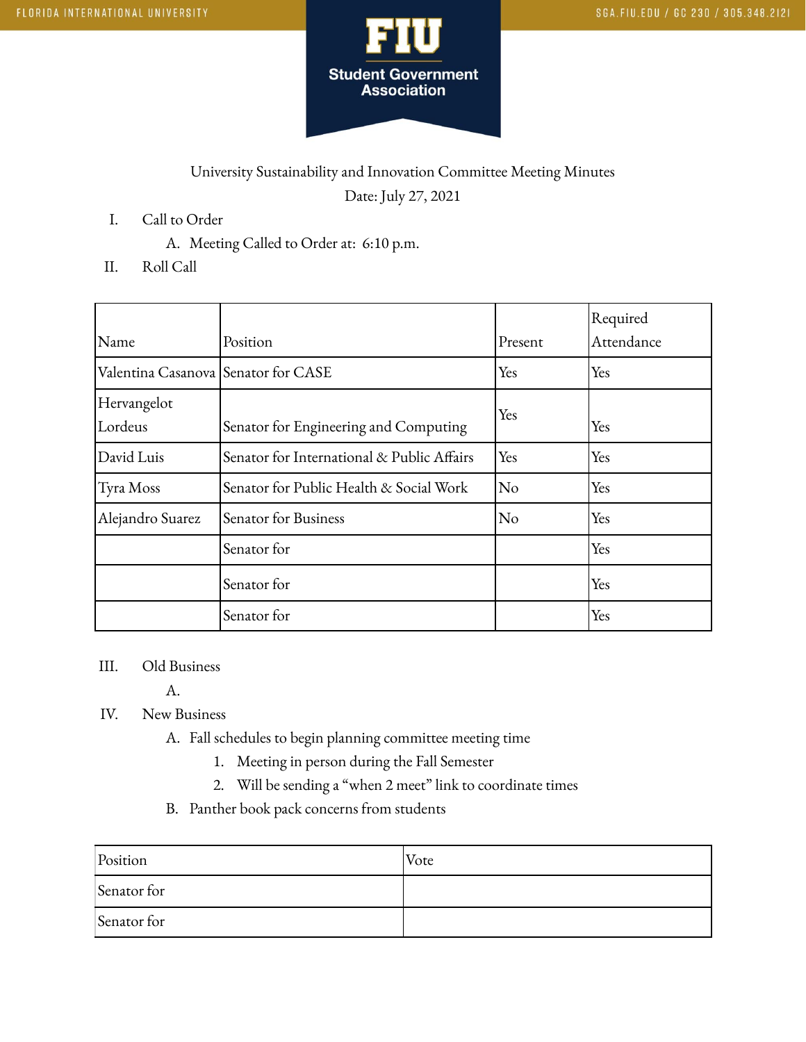University Sustainability and Innovation Committee Meeting Minutes

Date: July 27, 2021

I. Call to Order
   A. Meeting Called to Order at: 6:10 p.m.

II. Roll Call

| Name | Position | Present | Required Attendance |
|---|---|---|---|
| Valentina Casanova | Senator for CASE | Yes | Yes |
| Hervangelot Lordeus | Senator for Engineering and Computing | Yes | Yes |
| David Luis | Senator for International & Public Affairs | Yes | Yes |
| Tyra Moss | Senator for Public Health & Social Work | No | Yes |
| Alejandro Suarez | Senator for Business | No | Yes |
| | Senator for | | Yes |
| | Senator for | | Yes |
| | Senator for | | Yes |

III. Old Business
   A.

IV. New Business
   A. Fall schedules to begin planning committee meeting time
      1. Meeting in person during the Fall Semester
      2. Will be sending a “when 2 meet” link to coordinate times
   B. Panther book pack concerns from students

| Position | Vote |
|---|---|
| Senator for | |
| Senator for | |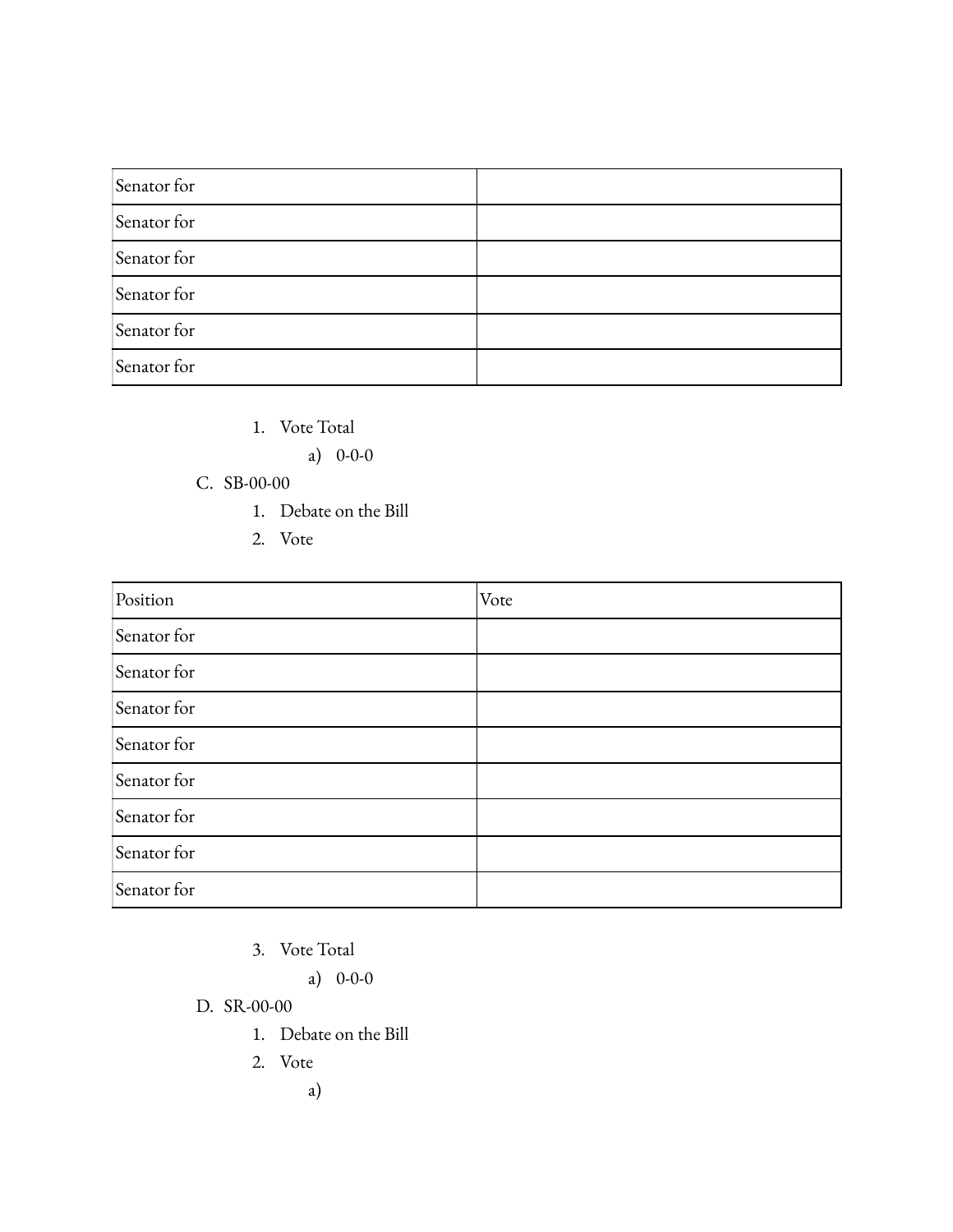| | |
|---|---|
| Senator for | |
| Senator for | |
| Senator for | |
| Senator for | |
| Senator for | |
| Senator for | |

1. Vote Total
    a) 0-0-0

C. SB-00-00
    1. Debate on the Bill
    2. Vote

| Position | Vote |
|---|---|
| Senator for | |
| Senator for | |
| Senator for | |
| Senator for | |
| Senator for | |
| Senator for | |
| Senator for | |
| Senator for | |

3. Vote Total
    a) 0-0-0

D. SR-00-00
    1. Debate on the Bill
    2. Vote
        a)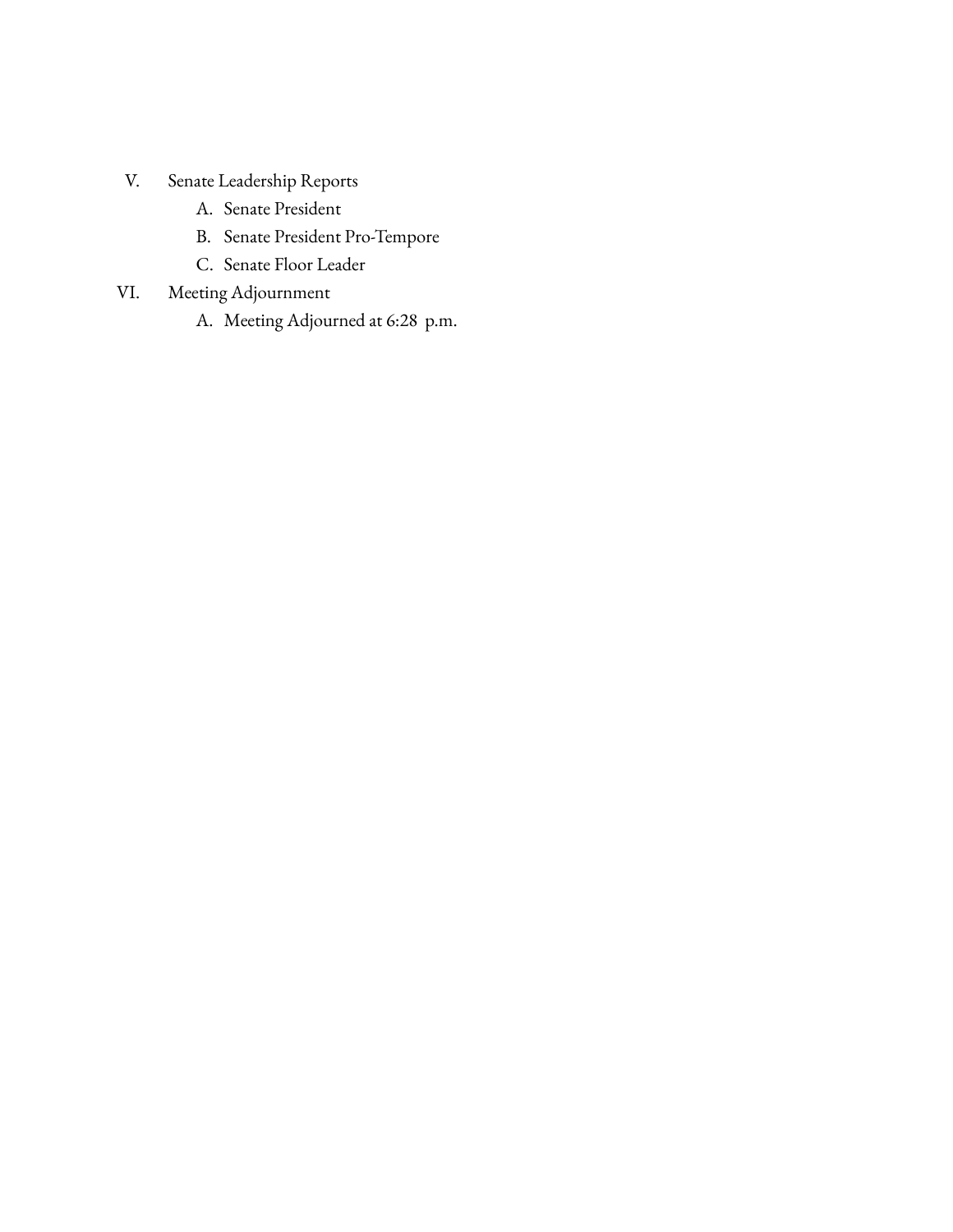V. Senate Leadership Reports
   A. Senate President
   B. Senate President Pro-Tempore
   C. Senate Floor Leader

VI. Meeting Adjournment
   A. Meeting Adjourned at 6:28 p.m.